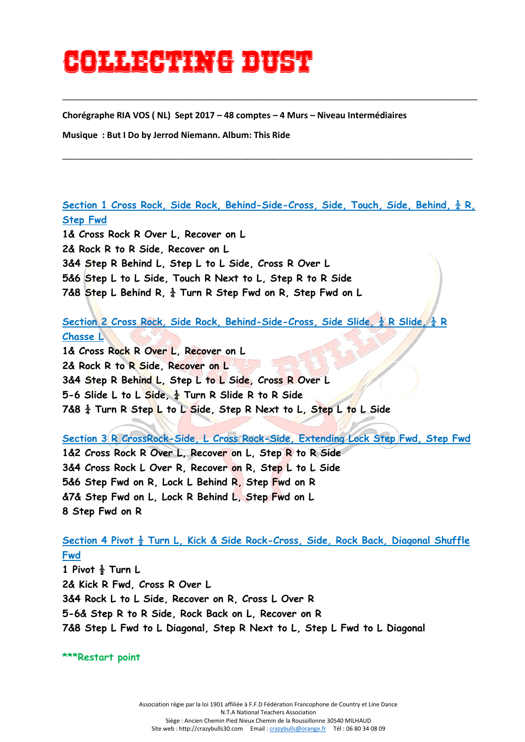# COLLECTING DUST

**Chorégraphe RIA VOS ( NL) Sept 2017 – 48 comptes – 4 Murs – Niveau Intermédiaires**

**Musique : But I Do by Jerrod Niemann. Album: This Ride**

**Section 1 Cross Rock, Side Rock, Behind-Side-Cross, Side, Touch, Side, Behind, ¼ R, Step Fwd**

1& Cross Rock R Over L, Recover on L
2& Rock R to R Side, Recover on L
3&4 Step R Behind L, Step L to L Side, Cross R Over L
5&6 Step L to L Side, Touch R Next to L, Step R to R Side
7&8 Step L Behind R, ¼ Turn R Step Fwd on R, Step Fwd on L

**Section 2 Cross Rock, Side Rock, Behind-Side-Cross, Side Slide, ¼ R Slide, ¼ R Chasse L**

1& Cross Rock R Over L, Recover on L
2& Rock R to R Side, Recover on L
3&4 Step R Behind L, Step L to L Side, Cross R Over L
5-6 Slide L to L Side, ¼ Turn R Slide R to R Side
7&8 ¼ Turn R Step L to L Side, Step R Next to L, Step L to L Side

**Section 3 R CrossRock-Side, L Cross Rock-Side, Extending Lock Step Fwd, Step Fwd**

1&2 Cross Rock R Over L, Recover on L, Step R to R Side
3&4 Cross Rock L Over R, Recover on R, Step L to L Side
5&6 Step Fwd on R, Lock L Behind R, Step Fwd on R
&7& Step Fwd on L, Lock R Behind L, Step Fwd on L
8 Step Fwd on R

**Section 4 Pivot ½ Turn L, Kick & Side Rock-Cross, Side, Rock Back, Diagonal Shuffle Fwd**

1 Pivot ½ Turn L
2& Kick R Fwd, Cross R Over L
3&4 Rock L to L Side, Recover on R, Cross L Over R
5-6& Step R to R Side, Rock Back on L, Recover on R
7&8 Step L Fwd to L Diagonal, Step R Next to L, Step L Fwd to L Diagonal

***Restart point

Association régie par la loi 1901 affiliée à F.F.D Fédération Francophone de Country et Line Dance
N.T.A National Teachers Association
Siège : Ancien Chemin Pied Nieux Chemin de la Roussillonne 30540 MILHAUD
Site web : http://crazybulls30.com Email : crazybulls@orange.fr Tél : 06 80 34 08 09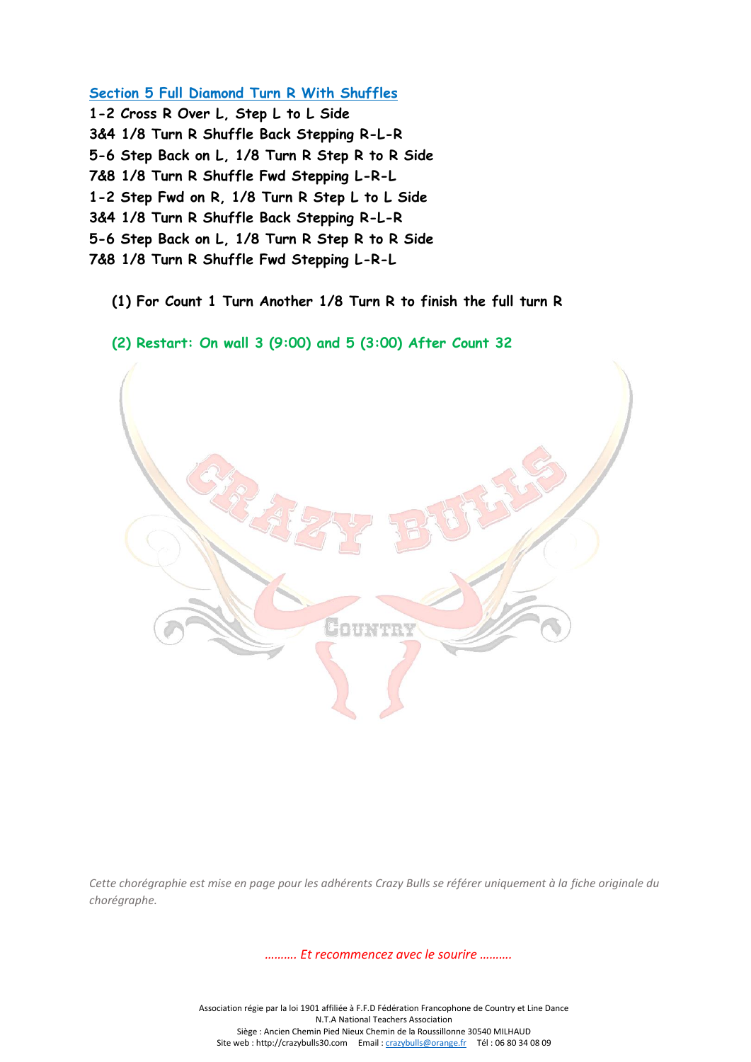## Section 5 Full Diamond Turn R With Shuffles

**1-2 Cross R Over L, Step L to L Side**
**3&4 1/8 Turn R Shuffle Back Stepping R-L-R**
**5-6 Step Back on L, 1/8 Turn R Step R to R Side**
**7&8 1/8 Turn R Shuffle Fwd Stepping L-R-L**
**1-2 Step Fwd on R, 1/8 Turn R Step L to L Side**
**3&4 1/8 Turn R Shuffle Back Stepping R-L-R**
**5-6 Step Back on L, 1/8 Turn R Step R to R Side**
**7&8 1/8 Turn R Shuffle Fwd Stepping L-R-L**

**(1) For Count 1 Turn Another 1/8 Turn R to finish the full turn R**

**(2) Restart: On wall 3 (9:00) and 5 (3:00) After Count 32**

*Cette chorégraphie est mise en page pour les adhérents Crazy Bulls se référer uniquement à la fiche originale du chorégraphe.*

*………. Et recommencez avec le sourire ……….*

Association régie par la loi 1901 affiliée à F.F.D Fédération Francophone de Country et Line Dance
N.T.A National Teachers Association
Siège : Ancien Chemin Pied Nieux Chemin de la Roussillonne 30540 MILHAUD
Site web : http://crazybulls30.com Email : crazybulls@orange.fr Tél : 06 80 34 08 09